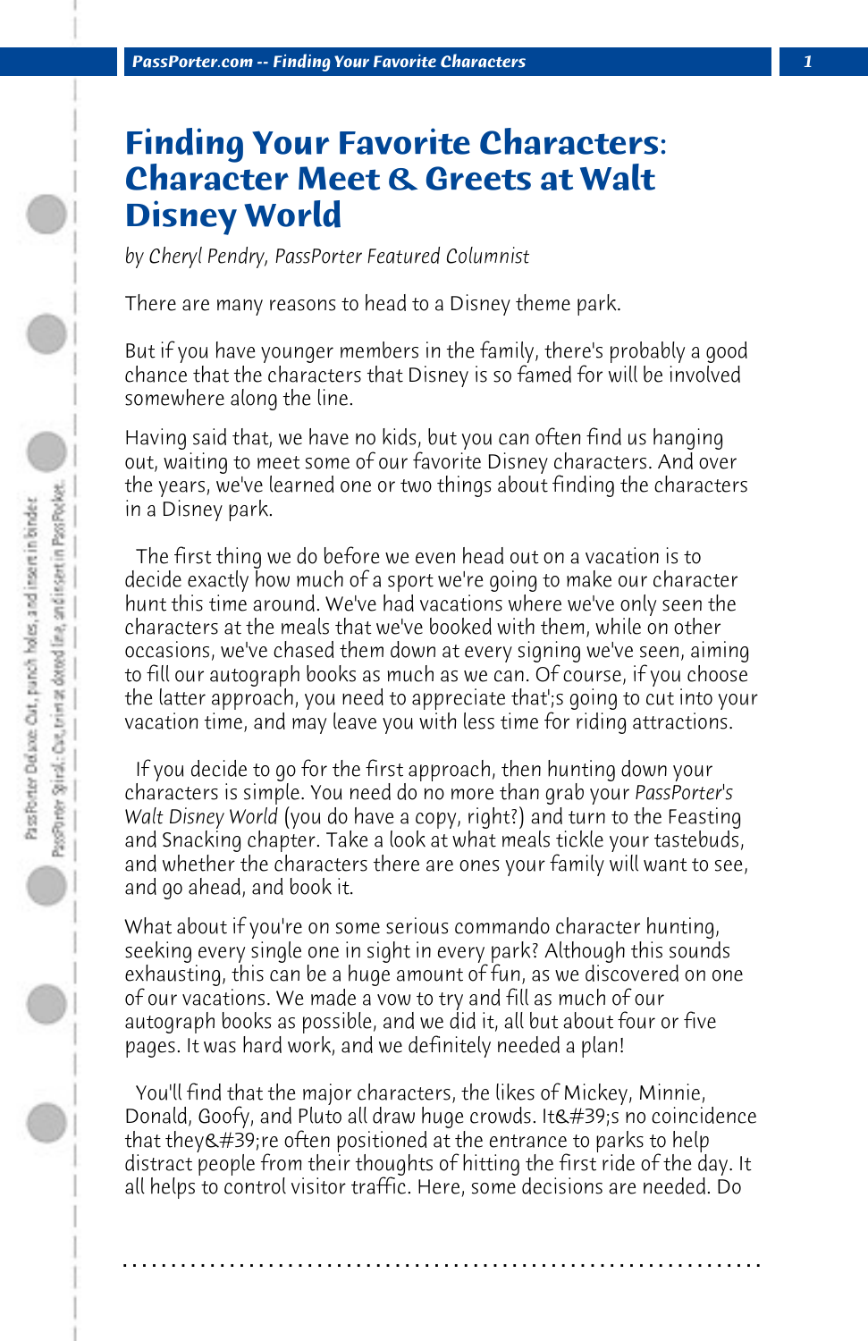# Finding Your Favorite Characters: Character Meet & Greets at Walt Disney World

*by Cheryl Pendry, PassPorter Featured Columnist*

There are many reasons to head to a Disney theme park.

But if you have younger members in the family, there's probably a good chance that the characters that Disney is so famed for will be involved somewhere along the line.

Having said that, we have no kids, but you can often find us hanging out, waiting to meet some of our favorite Disney characters. And over the years, we've learned one or two things about finding the characters in a Disney park.

The first thing we do before we even head out on a vacation is to decide exactly how much of a sport we're going to make our character hunt this time around. We've had vacations where we've only seen the characters at the meals that we've booked with them, while on other occasions, we've chased them down at every signing we've seen, aiming to fill our autograph books as much as we can. Of course, if you choose the latter approach, you need to appreciate that';s going to cut into your vacation time, and may leave you with less time for riding attractions.

If you decide to go for the first approach, then hunting down your characters is simple. You need do no more than grab your *PassPorter's Walt Disney World* (you do have a copy, right?) and turn to the Feasting and Snacking chapter. Take a look at what meals tickle your tastebuds, and whether the characters there are ones your family will want to see, and go ahead, and book it.

What about if you're on some serious commando character hunting, seeking every single one in sight in every park? Although this sounds exhausting, this can be a huge amount of fun, as we discovered on one of our vacations. We made a vow to try and fill as much of our autograph books as possible, and we did it, all but about four or five pages. It was hard work, and we definitely needed a plan!

You'll find that the major characters, the likes of Mickey, Minnie, Donald, Goofy, and Pluto all draw huge crowds. It&#39;s no coincidence that they&#39;re often positioned at the entrance to parks to help distract people from their thoughts of hitting the first ride of the day. It all helps to control visitor traffic. Here, some decisions are needed. Do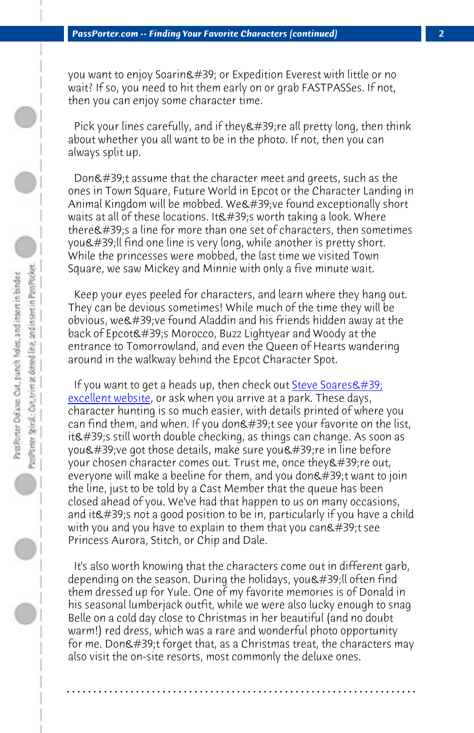you want to enjoy Soarin&#39; or Expedition Everest with little or no wait? If so, you need to hit them early on or grab FASTPASSes. If not, then you can enjoy some character time.

Pick your lines carefully, and if they&#39;re all pretty long, then think about whether you all want to be in the photo. If not, then you can always split up.

Don&#39;t assume that the character meet and greets, such as the ones in Town Square, Future World in Epcot or the Character Landing in Animal Kingdom will be mobbed. We&#39;ve found exceptionally short waits at all of these locations. It&#39;s worth taking a look. Where there&#39;s a line for more than one set of characters, then sometimes you&#39;ll find one line is very long, while another is pretty short. While the princesses were mobbed, the last time we visited Town Square, we saw Mickey and Minnie with only a five minute wait.

Keep your eyes peeled for characters, and learn where they hang out. They can be devious sometimes! While much of the time they will be obvious, we&#39;ve found Aladdin and his friends hidden away at the back of Epcot&#39;s Morocco, Buzz Lightyear and Woody at the entrance to Tomorrowland, and even the Queen of Hearts wandering around in the walkway behind the Epcot Character Spot.

If you want to get a heads up, then check out Steve Soares&#39; excellent website, or ask when you arrive at a park. These days, character hunting is so much easier, with details printed of where you can find them, and when. If you don&#39;t see your favorite on the list, it&#39;s still worth double checking, as things can change. As soon as you&#39;ve got those details, make sure you&#39;re in line before your chosen character comes out. Trust me, once they&#39;re out, everyone will make a beeline for them, and you don&#39;t want to join the line, just to be told by a Cast Member that the queue has been closed ahead of you. We've had that happen to us on many occasions, and it&#39;s not a good position to be in, particularly if you have a child with you and you have to explain to them that you can&#39;t see Princess Aurora, Stitch, or Chip and Dale.

It's also worth knowing that the characters come out in different garb, depending on the season. During the holidays, you&#39;ll often find them dressed up for Yule. One of my favorite memories is of Donald in his seasonal lumberjack outfit, while we were also lucky enough to snag Belle on a cold day close to Christmas in her beautiful (and no doubt warm!) red dress, which was a rare and wonderful photo opportunity for me. Don&#39;t forget that, as a Christmas treat, the characters may also visit the on-site resorts, most commonly the deluxe ones.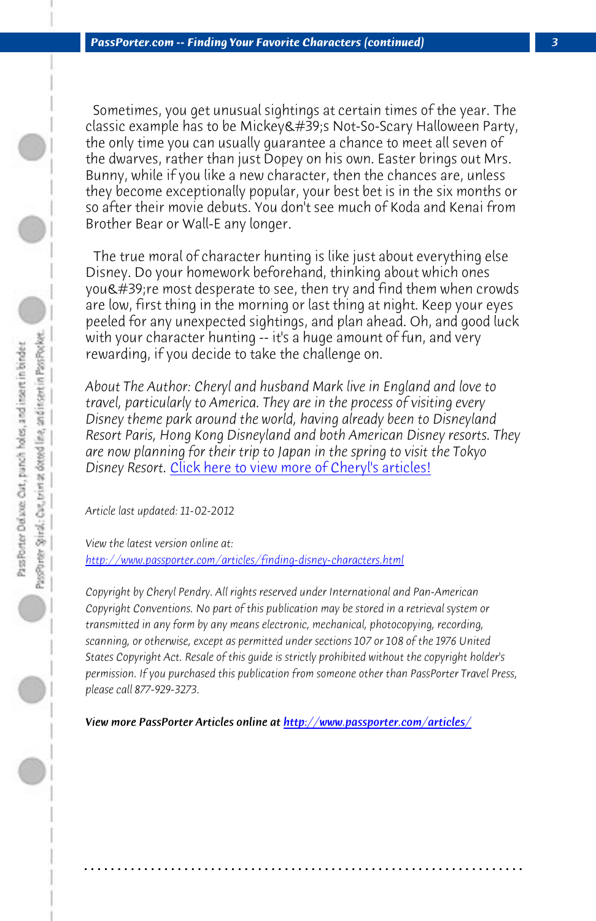Sometimes, you get unusual sightings at certain times of the year. The classic example has to be Mickey&#39;s Not-So-Scary Halloween Party, the only time you can usually guarantee a chance to meet all seven of the dwarves, rather than just Dopey on his own. Easter brings out Mrs. Bunny, while if you like a new character, then the chances are, unless they become exceptionally popular, your best bet is in the six months or so after their movie debuts. You don't see much of Koda and Kenai from Brother Bear or Wall-E any longer.

The true moral of character hunting is like just about everything else Disney. Do your homework beforehand, thinking about which ones you&#39;re most desperate to see, then try and find them when crowds are low, first thing in the morning or last thing at night. Keep your eyes peeled for any unexpected sightings, and plan ahead. Oh, and good luck with your character hunting -- it's a huge amount of fun, and very rewarding, if you decide to take the challenge on.

*About The Author: Cheryl and husband Mark live in England and love to travel, particularly to America. They are in the process of visiting every Disney theme park around the world, having already been to Disneyland Resort Paris, Hong Kong Disneyland and both American Disney resorts. They are now planning for their trip to Japan in the spring to visit the Tokyo Disney Resort.* Click here to view more of Cheryl's articles!

*Article last updated: 11-02-2012*

*View the latest version online at:*
*http://www.passporter.com/articles/finding-disney-characters.html*

*Copyright by Cheryl Pendry. All rights reserved under International and Pan-American Copyright Conventions. No part of this publication may be stored in a retrieval system or transmitted in any form by any means electronic, mechanical, photocopying, recording, scanning, or otherwise, except as permitted under sections 107 or 108 of the 1976 United States Copyright Act. Resale of this guide is strictly prohibited without the copyright holder's permission. If you purchased this publication from someone other than PassPorter Travel Press, please call 877-929-3273.*

***View more PassPorter Articles online at http://www.passporter.com/articles/***